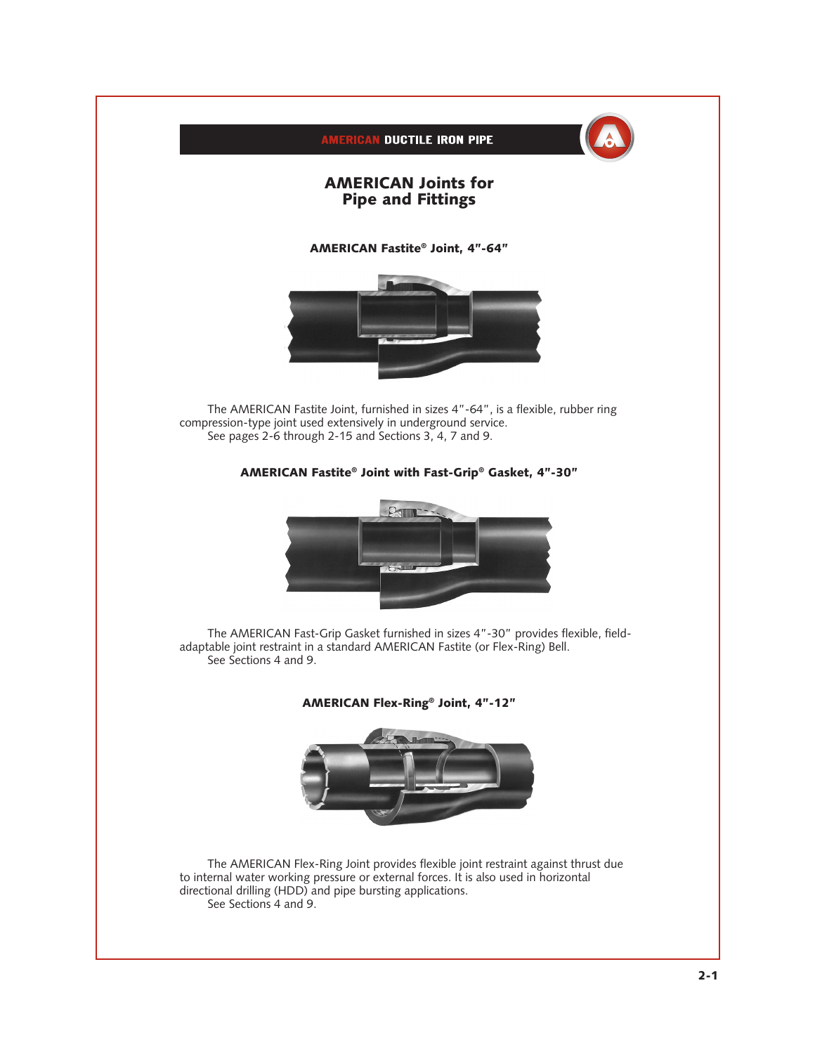# AMERICAN Joints for Pipe and Fittings

### AMERICAN Fastite® Joint, 4"-64"

The AMERICAN Fastite Joint, furnished in sizes 4"-64", is a flexible, rubber ring compression-type joint used extensively in underground service.
See pages 2-6 through 2-15 and Sections 3, 4, 7 and 9.

### AMERICAN Fastite® Joint with Fast-Grip® Gasket, 4"-30"

The AMERICAN Fast-Grip Gasket furnished in sizes 4"-30" provides flexible, field-adaptable joint restraint in a standard AMERICAN Fastite (or Flex-Ring) Bell.
See Sections 4 and 9.

### AMERICAN Flex-Ring® Joint, 4"-12"

The AMERICAN Flex-Ring Joint provides flexible joint restraint against thrust due to internal water working pressure or external forces. It is also used in horizontal directional drilling (HDD) and pipe bursting applications.
See Sections 4 and 9.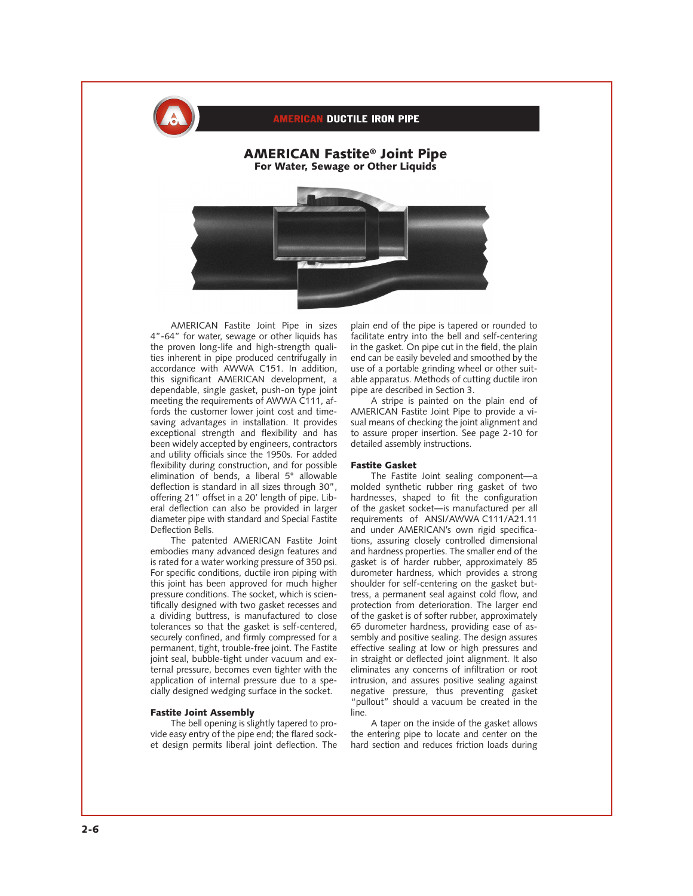# AMERICAN Fastite® Joint Pipe

## For Water, Sewage or Other Liquids

AMERICAN Fastite Joint Pipe in sizes 4"-64" for water, sewage or other liquids has the proven long-life and high-strength qualities inherent in pipe produced centrifugally in accordance with AWWA C151. In addition, this significant AMERICAN development, a dependable, single gasket, push-on type joint meeting the requirements of AWWA C111, affords the customer lower joint cost and time-saving advantages in installation. It provides exceptional strength and flexibility and has been widely accepted by engineers, contractors and utility officials since the 1950s. For added flexibility during construction, and for possible elimination of bends, a liberal 5° allowable deflection is standard in all sizes through 30", offering 21" offset in a 20' length of pipe. Liberal deflection can also be provided in larger diameter pipe with standard and Special Fastite Deflection Bells.

The patented AMERICAN Fastite Joint embodies many advanced design features and is rated for a water working pressure of 350 psi. For specific conditions, ductile iron piping with this joint has been approved for much higher pressure conditions. The socket, which is scientifically designed with two gasket recesses and a dividing buttress, is manufactured to close tolerances so that the gasket is self-centered, securely confined, and firmly compressed for a permanent, tight, trouble-free joint. The Fastite joint seal, bubble-tight under vacuum and external pressure, becomes even tighter with the application of internal pressure due to a specially designed wedging surface in the socket.

### Fastite Joint Assembly

The bell opening is slightly tapered to provide easy entry of the pipe end; the flared socket design permits liberal joint deflection. The plain end of the pipe is tapered or rounded to facilitate entry into the bell and self-centering in the gasket. On pipe cut in the field, the plain end can be easily beveled and smoothed by the use of a portable grinding wheel or other suitable apparatus. Methods of cutting ductile iron pipe are described in Section 3.

A stripe is painted on the plain end of AMERICAN Fastite Joint Pipe to provide a visual means of checking the joint alignment and to assure proper insertion. See page 2-10 for detailed assembly instructions.

### Fastite Gasket

The Fastite Joint sealing component—a molded synthetic rubber ring gasket of two hardnesses, shaped to fit the configuration of the gasket socket—is manufactured per all requirements of ANSI/AWWA C111/A21.11 and under AMERICAN's own rigid specifications, assuring closely controlled dimensional and hardness properties. The smaller end of the gasket is of harder rubber, approximately 85 durometer hardness, which provides a strong shoulder for self-centering on the gasket buttress, a permanent seal against cold flow, and protection from deterioration. The larger end of the gasket is of softer rubber, approximately 65 durometer hardness, providing ease of assembly and positive sealing. The design assures effective sealing at low or high pressures and in straight or deflected joint alignment. It also eliminates any concerns of infiltration or root intrusion, and assures positive sealing against negative pressure, thus preventing gasket "pullout" should a vacuum be created in the line.

A taper on the inside of the gasket allows the entering pipe to locate and center on the hard section and reduces friction loads during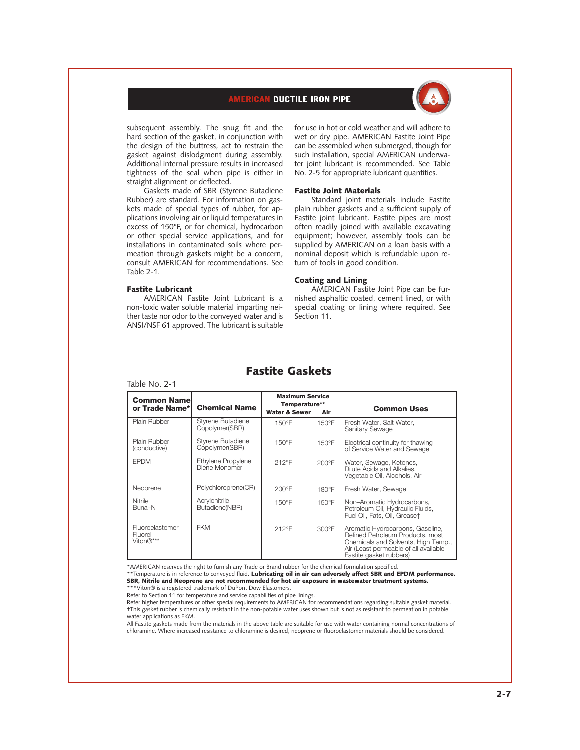subsequent assembly. The snug fit and the hard section of the gasket, in conjunction with the design of the buttress, act to restrain the gasket against dislodgment during assembly. Additional internal pressure results in increased tightness of the seal when pipe is either in straight alignment or deflected.

Gaskets made of SBR (Styrene Butadiene Rubber) are standard. For information on gaskets made of special types of rubber, for applications involving air or liquid temperatures in excess of 150°F, or for chemical, hydrocarbon or other special service applications, and for installations in contaminated soils where permeation through gaskets might be a concern, consult AMERICAN for recommendations. See Table 2-1.

### Fastite Lubricant

AMERICAN Fastite Joint Lubricant is a non-toxic water soluble material imparting neither taste nor odor to the conveyed water and is ANSI/NSF 61 approved. The lubricant is suitable for use in hot or cold weather and will adhere to wet or dry pipe. AMERICAN Fastite Joint Pipe can be assembled when submerged, though for such installation, special AMERICAN underwater joint lubricant is recommended. See Table No. 2-5 for appropriate lubricant quantities.

### Fastite Joint Materials

Standard joint materials include Fastite plain rubber gaskets and a sufficient supply of Fastite joint lubricant. Fastite pipes are most often readily joined with available excavating equipment; however, assembly tools can be supplied by AMERICAN on a loan basis with a nominal deposit which is refundable upon return of tools in good condition.

### Coating and Lining

AMERICAN Fastite Joint Pipe can be furnished asphaltic coated, cement lined, or with special coating or lining where required. See Section 11.

## Fastite Gaskets

Table No. 2-1

| Common Name or Trade Name* | Chemical Name | Maximum Service Temperature** | | Common Uses |
|---|---|---|---|---|
| | | Water & Sewer | Air | |
| Plain Rubber | Styrene Butadiene Copolymer(SBR) | 150°F | 150°F | Fresh Water, Salt Water, Sanitary Sewage |
| Plain Rubber (conductive) | Styrene Butadiene Copolymer(SBR) | 150°F | 150°F | Electrical continuity for thawing of Service Water and Sewage |
| EPDM | Ethylene Propylene Diene Monomer | 212°F | 200°F | Water, Sewage, Ketones, Dilute Acids and Alkalies, Vegetable Oil, Alcohols, Air |
| Neoprene | Polychloroprene(CR) | 200°F | 180°F | Fresh Water, Sewage |
| Nitrile Buna–N | Acrylonitrile Butadiene(NBR) | 150°F | 150°F | Non–Aromatic Hydrocarbons, Petroleum Oil, Hydraulic Fluids, Fuel Oil, Fats, Oil, Grease† |
| Fluoroelastomer Fluorel Viton®*** | FKM | 212°F | 300°F | Aromatic Hydrocarbons, Gasoline, Refined Petroleum Products, most Chemicals and Solvents, High Temp., Air (Least permeable of all available Fastite gasket rubbers) |

*AMERICAN reserves the right to furnish any Trade or Brand rubber for the chemical formulation specified.
**Temperature is in reference to conveyed fluid. **Lubricating oil in air can adversely affect SBR and EPDM performance. SBR, Nitrile and Neoprene are not recommended for hot air exposure in wastewater treatment systems.**
***Viton® is a registered trademark of DuPont Dow Elastomers.
Refer to Section 11 for temperature and service capabilities of pipe linings.
Refer higher temperatures or other special requirements to AMERICAN for recommendations regarding suitable gasket material.
†This gasket rubber is chemically resistant in the non-potable water uses shown but is not as resistant to permeation in potable water applications as FKM.
All Fastite gaskets made from the materials in the above table are suitable for use with water containing normal concentrations of chloramine. Where increased resistance to chloramine is desired, neoprene or fluoroelastomer materials should be considered.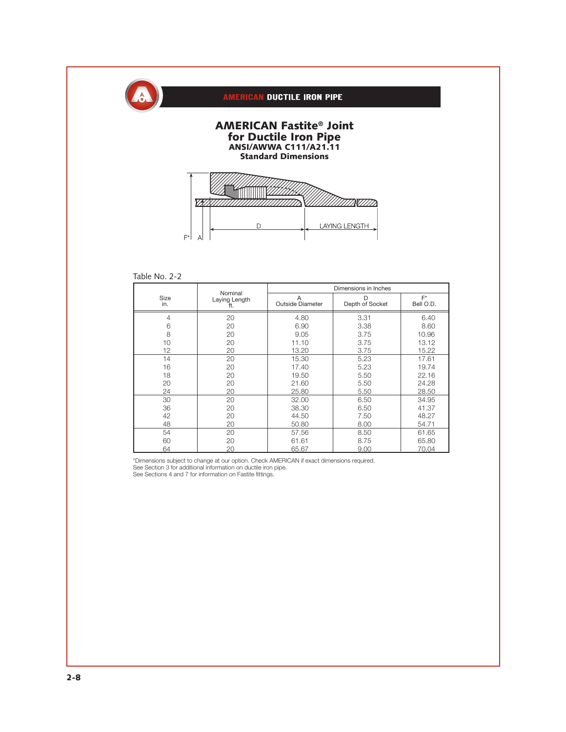AMERICAN DUCTILE IRON PIPE

# AMERICAN Fastite® Joint for Ductile Iron Pipe

## ANSI/AWWA C111/A21.11

## Standard Dimensions

D

LAYING LENGTH

F*

A

Table No. 2-2

| Size in. | Nominal Laying Length ft. | Dimensions in Inches | | |
|---|---|---|---|---|
| | | A Outside Diameter | D Depth of Socket | F* Bell O.D. |
| 4 | 20 | 4.80 | 3.31 | 6.40 |
| 6 | 20 | 6.90 | 3.38 | 8.60 |
| 8 | 20 | 9.05 | 3.75 | 10.96 |
| 10 | 20 | 11.10 | 3.75 | 13.12 |
| 12 | 20 | 13.20 | 3.75 | 15.22 |
| 14 | 20 | 15.30 | 5.23 | 17.61 |
| 16 | 20 | 17.40 | 5.23 | 19.74 |
| 18 | 20 | 19.50 | 5.50 | 22.16 |
| 20 | 20 | 21.60 | 5.50 | 24.28 |
| 24 | 20 | 25.80 | 5.50 | 28.50 |
| 30 | 20 | 32.00 | 6.50 | 34.95 |
| 36 | 20 | 38.30 | 6.50 | 41.37 |
| 42 | 20 | 44.50 | 7.50 | 48.27 |
| 48 | 20 | 50.80 | 8.00 | 54.71 |
| 54 | 20 | 57.56 | 8.50 | 61.65 |
| 60 | 20 | 61.61 | 8.75 | 65.80 |
| 64 | 20 | 65.67 | 9.00 | 70.04 |

*Dimensions subject to change at our option. Check AMERICAN if exact dimensions required.
See Section 3 for additional information on ductile iron pipe.
See Sections 4 and 7 for information on Fastite fittings.